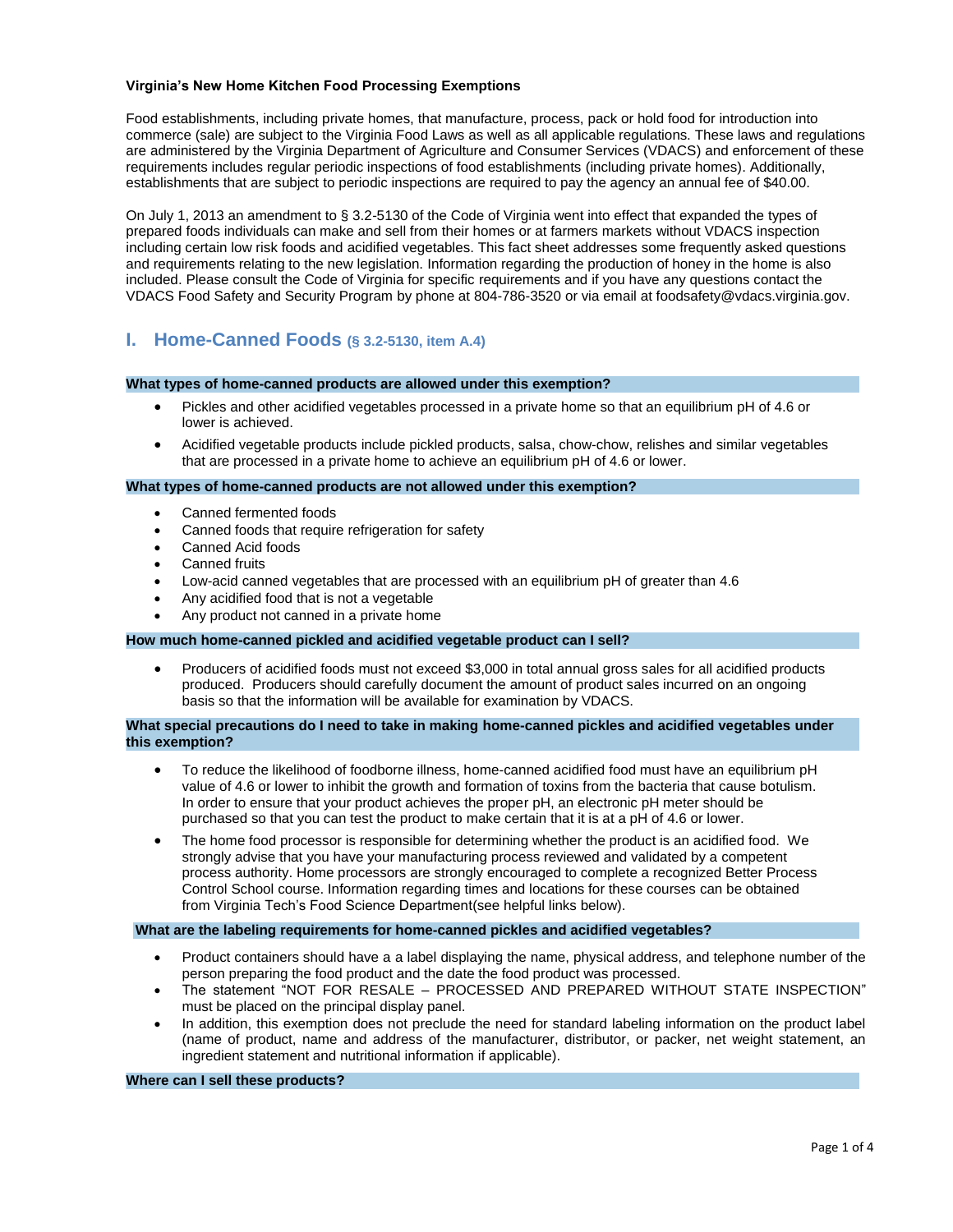**Virginia's New Home Kitchen Food Processing Exemptions**

Food establishments, including private homes, that manufacture, process, pack or hold food for introduction into commerce (sale) are subject to the Virginia Food Laws as well as all applicable regulations. These laws and regulations are administered by the Virginia Department of Agriculture and Consumer Services (VDACS) and enforcement of these requirements includes regular periodic inspections of food establishments (including private homes). Additionally, establishments that are subject to periodic inspections are required to pay the agency an annual fee of $40.00.

On July 1, 2013 an amendment to § 3.2-5130 of the Code of Virginia went into effect that expanded the types of prepared foods individuals can make and sell from their homes or at farmers markets without VDACS inspection including certain low risk foods and acidified vegetables. This fact sheet addresses some frequently asked questions and requirements relating to the new legislation. Information regarding the production of honey in the home is also included. Please consult the Code of Virginia for specific requirements and if you have any questions contact the VDACS Food Safety and Security Program by phone at 804-786-3520 or via email at foodsafety@vdacs.virginia.gov.

## I. Home-Canned Foods (§ 3.2-5130, item A.4)

**What types of home-canned products are allowed under this exemption?**

- Pickles and other acidified vegetables processed in a private home so that an equilibrium pH of 4.6 or lower is achieved.
- Acidified vegetable products include pickled products, salsa, chow-chow, relishes and similar vegetables that are processed in a private home to achieve an equilibrium pH of 4.6 or lower.

**What types of home-canned products are not allowed under this exemption?**

- Canned fermented foods
- Canned foods that require refrigeration for safety
- Canned Acid foods
- Canned fruits
- Low-acid canned vegetables that are processed with an equilibrium pH of greater than 4.6
- Any acidified food that is not a vegetable
- Any product not canned in a private home

**How much home-canned pickled and acidified vegetable product can I sell?**

- Producers of acidified foods must not exceed $3,000 in total annual gross sales for all acidified products produced. Producers should carefully document the amount of product sales incurred on an ongoing basis so that the information will be available for examination by VDACS.

**What special precautions do I need to take in making home-canned pickles and acidified vegetables under this exemption?**

- To reduce the likelihood of foodborne illness, home-canned acidified food must have an equilibrium pH value of 4.6 or lower to inhibit the growth and formation of toxins from the bacteria that cause botulism. In order to ensure that your product achieves the proper pH, an electronic pH meter should be purchased so that you can test the product to make certain that it is at a pH of 4.6 or lower.
- The home food processor is responsible for determining whether the product is an acidified food. We strongly advise that you have your manufacturing process reviewed and validated by a competent process authority. Home processors are strongly encouraged to complete a recognized Better Process Control School course. Information regarding times and locations for these courses can be obtained from Virginia Tech's Food Science Department(see helpful links below).

**What are the labeling requirements for home-canned pickles and acidified vegetables?**

- Product containers should have a a label displaying the name, physical address, and telephone number of the person preparing the food product and the date the food product was processed.
- The statement "NOT FOR RESALE – PROCESSED AND PREPARED WITHOUT STATE INSPECTION" must be placed on the principal display panel.
- In addition, this exemption does not preclude the need for standard labeling information on the product label (name of product, name and address of the manufacturer, distributor, or packer, net weight statement, an ingredient statement and nutritional information if applicable).

**Where can I sell these products?**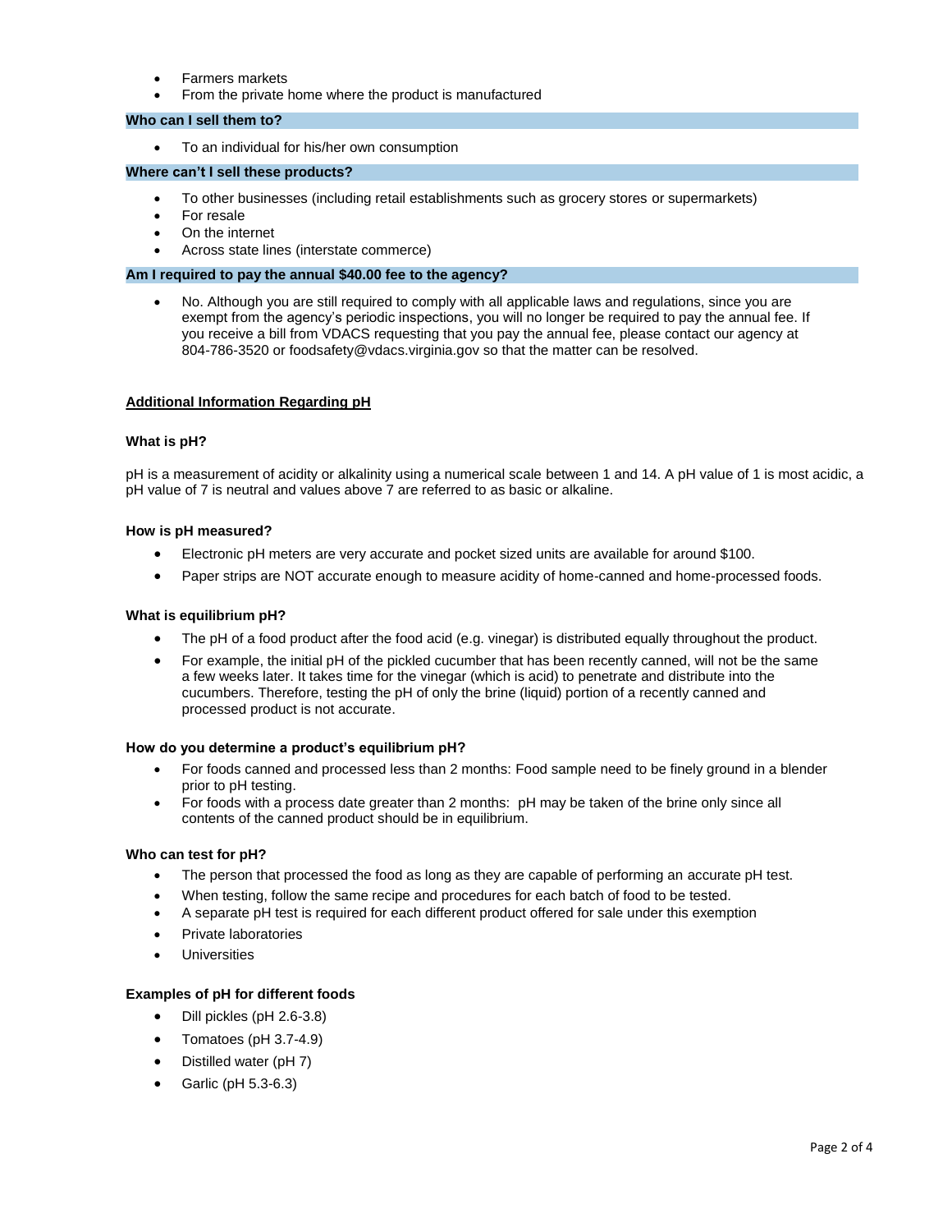- Farmers markets
- From the private home where the product is manufactured

**Who can I sell them to?**

- To an individual for his/her own consumption

**Where can't I sell these products?**

- To other businesses (including retail establishments such as grocery stores or supermarkets)
- For resale
- On the internet
- Across state lines (interstate commerce)

**Am I required to pay the annual $40.00 fee to the agency?**

- No. Although you are still required to comply with all applicable laws and regulations, since you are exempt from the agency's periodic inspections, you will no longer be required to pay the annual fee. If you receive a bill from VDACS requesting that you pay the annual fee, please contact our agency at 804-786-3520 or foodsafety@vdacs.virginia.gov so that the matter can be resolved.

## Additional Information Regarding pH

### What is pH?

pH is a measurement of acidity or alkalinity using a numerical scale between 1 and 14. A pH value of 1 is most acidic, a pH value of 7 is neutral and values above 7 are referred to as basic or alkaline.

### How is pH measured?

- Electronic pH meters are very accurate and pocket sized units are available for around $100.
- Paper strips are NOT accurate enough to measure acidity of home-canned and home-processed foods.

### What is equilibrium pH?

- The pH of a food product after the food acid (e.g. vinegar) is distributed equally throughout the product.
- For example, the initial pH of the pickled cucumber that has been recently canned, will not be the same a few weeks later. It takes time for the vinegar (which is acid) to penetrate and distribute into the cucumbers. Therefore, testing the pH of only the brine (liquid) portion of a recently canned and processed product is not accurate.

### How do you determine a product's equilibrium pH?

- For foods canned and processed less than 2 months: Food sample need to be finely ground in a blender prior to pH testing.
- For foods with a process date greater than 2 months: pH may be taken of the brine only since all contents of the canned product should be in equilibrium.

### Who can test for pH?

- The person that processed the food as long as they are capable of performing an accurate pH test.
- When testing, follow the same recipe and procedures for each batch of food to be tested.
- A separate pH test is required for each different product offered for sale under this exemption
- Private laboratories
- Universities

### Examples of pH for different foods

- Dill pickles (pH 2.6-3.8)
- Tomatoes (pH 3.7-4.9)
- Distilled water (pH 7)
- Garlic (pH 5.3-6.3)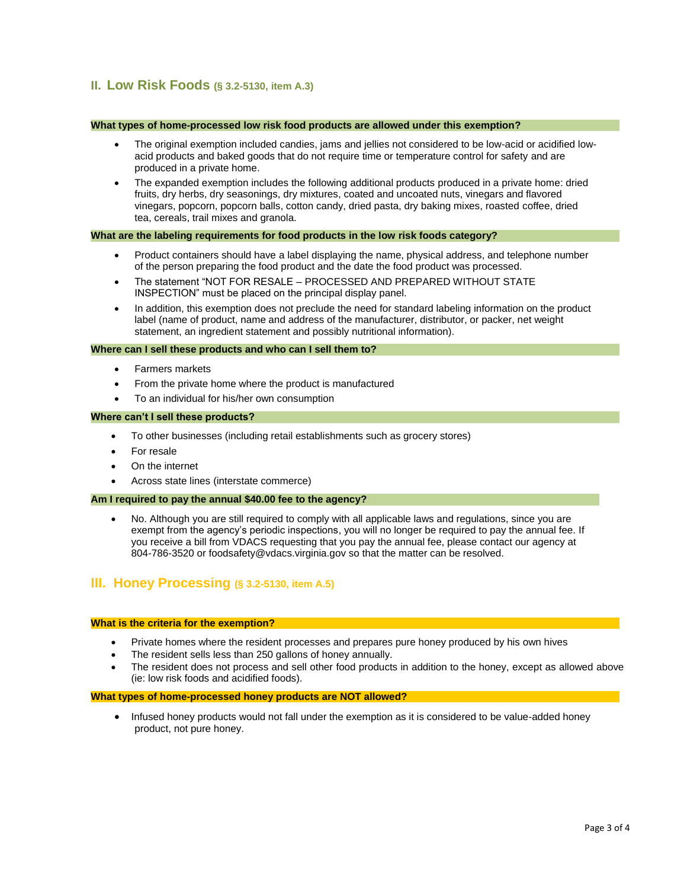## II. Low Risk Foods (§ 3.2-5130, item A.3)

### What types of home-processed low risk food products are allowed under this exemption?

- The original exemption included candies, jams and jellies not considered to be low-acid or acidified low-acid products and baked goods that do not require time or temperature control for safety and are produced in a private home.
- The expanded exemption includes the following additional products produced in a private home: dried fruits, dry herbs, dry seasonings, dry mixtures, coated and uncoated nuts, vinegars and flavored vinegars, popcorn, popcorn balls, cotton candy, dried pasta, dry baking mixes, roasted coffee, dried tea, cereals, trail mixes and granola.

### What are the labeling requirements for food products in the low risk foods category?

- Product containers should have a label displaying the name, physical address, and telephone number of the person preparing the food product and the date the food product was processed.
- The statement "NOT FOR RESALE – PROCESSED AND PREPARED WITHOUT STATE INSPECTION" must be placed on the principal display panel.
- In addition, this exemption does not preclude the need for standard labeling information on the product label (name of product, name and address of the manufacturer, distributor, or packer, net weight statement, an ingredient statement and possibly nutritional information).

### Where can I sell these products and who can I sell them to?

- Farmers markets
- From the private home where the product is manufactured
- To an individual for his/her own consumption

### Where can't I sell these products?

- To other businesses (including retail establishments such as grocery stores)
- For resale
- On the internet
- Across state lines (interstate commerce)

### Am I required to pay the annual $40.00 fee to the agency?

- No. Although you are still required to comply with all applicable laws and regulations, since you are exempt from the agency's periodic inspections, you will no longer be required to pay the annual fee. If you receive a bill from VDACS requesting that you pay the annual fee, please contact our agency at 804-786-3520 or foodsafety@vdacs.virginia.gov so that the matter can be resolved.

## III. Honey Processing (§ 3.2-5130, item A.5)

### What is the criteria for the exemption?

- Private homes where the resident processes and prepares pure honey produced by his own hives
- The resident sells less than 250 gallons of honey annually.
- The resident does not process and sell other food products in addition to the honey, except as allowed above (ie: low risk foods and acidified foods).

### What types of home-processed honey products are NOT allowed?

- Infused honey products would not fall under the exemption as it is considered to be value-added honey product, not pure honey.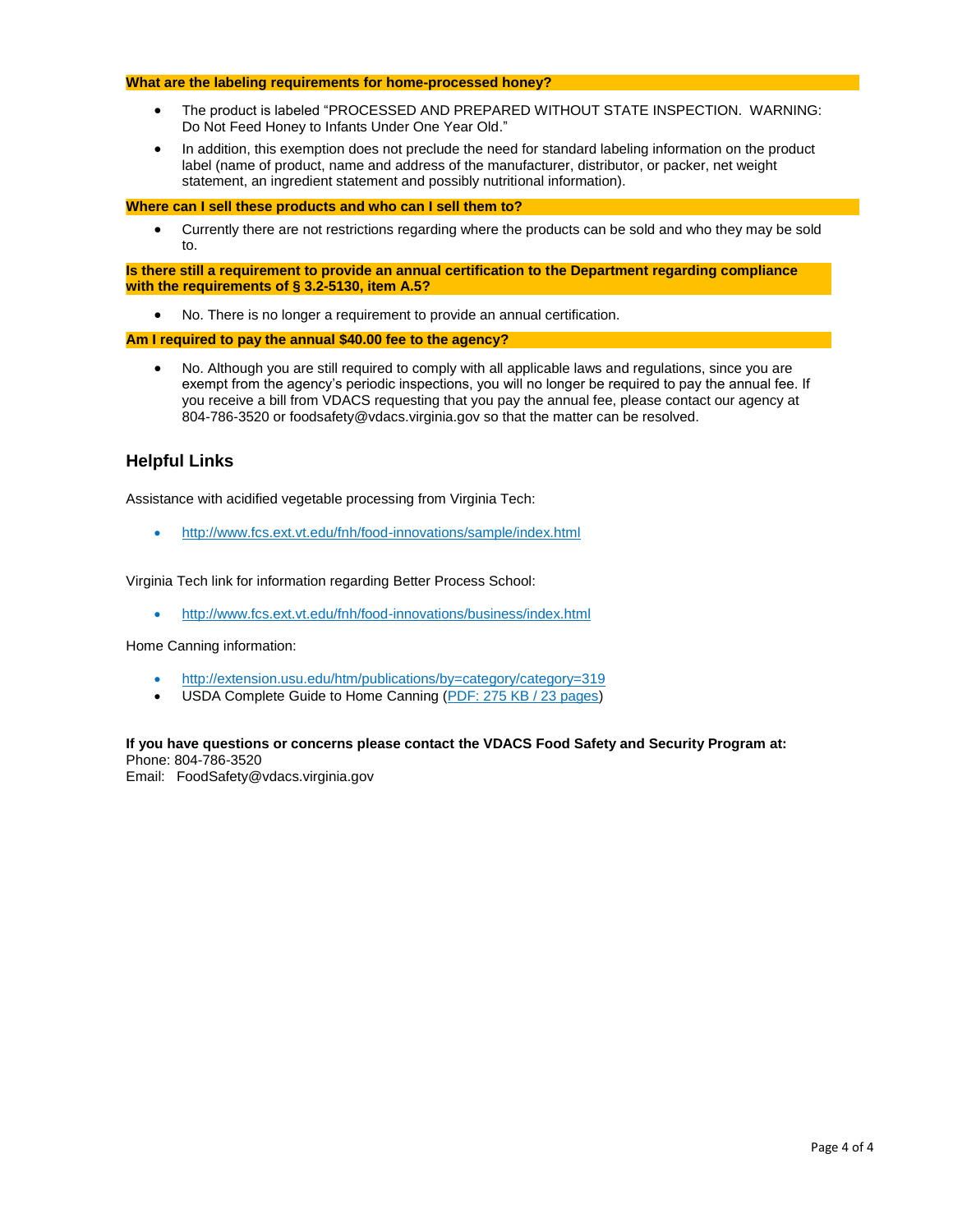**What are the labeling requirements for home-processed honey?**

- The product is labeled "PROCESSED AND PREPARED WITHOUT STATE INSPECTION. WARNING: Do Not Feed Honey to Infants Under One Year Old."
- In addition, this exemption does not preclude the need for standard labeling information on the product label (name of product, name and address of the manufacturer, distributor, or packer, net weight statement, an ingredient statement and possibly nutritional information).

**Where can I sell these products and who can I sell them to?**

- Currently there are not restrictions regarding where the products can be sold and who they may be sold to.

**Is there still a requirement to provide an annual certification to the Department regarding compliance with the requirements of § 3.2-5130, item A.5?**

- No. There is no longer a requirement to provide an annual certification.

**Am I required to pay the annual $40.00 fee to the agency?**

- No. Although you are still required to comply with all applicable laws and regulations, since you are exempt from the agency's periodic inspections, you will no longer be required to pay the annual fee. If you receive a bill from VDACS requesting that you pay the annual fee, please contact our agency at 804-786-3520 or foodsafety@vdacs.virginia.gov so that the matter can be resolved.

## Helpful Links

Assistance with acidified vegetable processing from Virginia Tech:

- http://www.fcs.ext.vt.edu/fnh/food-innovations/sample/index.html

Virginia Tech link for information regarding Better Process School:

- http://www.fcs.ext.vt.edu/fnh/food-innovations/business/index.html

Home Canning information:

- http://extension.usu.edu/htm/publications/by=category/category=319
- USDA Complete Guide to Home Canning (PDF: 275 KB / 23 pages)

**If you have questions or concerns please contact the VDACS Food Safety and Security Program at:**
Phone: 804-786-3520
Email: FoodSafety@vdacs.virginia.gov